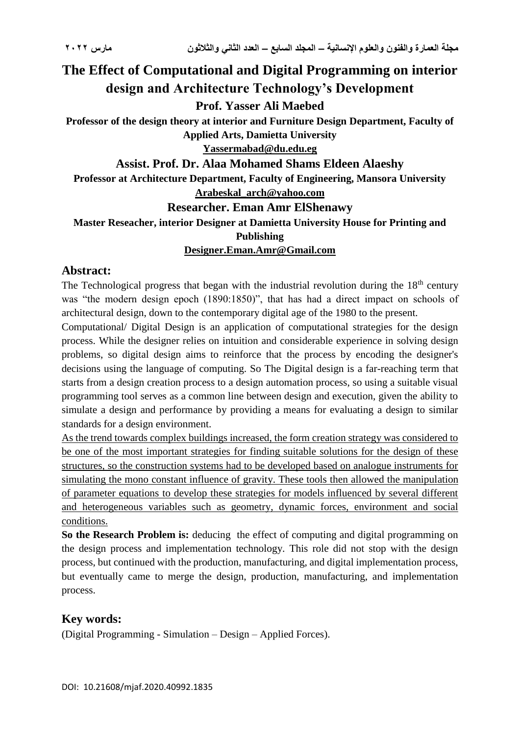# The Effect of Computational and Digital Programming on interior design and Architecture Technology's Development

**Prof. Yasser Ali Maebed**

**Professor of the design theory at interior and Furniture Design Department, Faculty of Applied Arts, Damietta University**

**Yassermabad@du.edu.eg**

**Assist. Prof. Dr. Alaa Mohamed Shams Eldeen Alaeshy**

**Professor at Architecture Department, Faculty of Engineering, Mansora University**

**Arabeskal_arch@yahoo.com**

**Researcher. Eman Amr ElShenawy**

**Master Reseacher, interior Designer at Damietta University House for Printing and Publishing**

**Designer.Eman.Amr@Gmail.com**

## Abstract:

The Technological progress that began with the industrial revolution during the 18th century was "the modern design epoch (1890:1850)", that has had a direct impact on schools of architectural design, down to the contemporary digital age of the 1980 to the present.

Computational/ Digital Design is an application of computational strategies for the design process. While the designer relies on intuition and considerable experience in solving design problems, so digital design aims to reinforce that the process by encoding the designer's decisions using the language of computing. So The Digital design is a far-reaching term that starts from a design creation process to a design automation process, so using a suitable visual programming tool serves as a common line between design and execution, given the ability to simulate a design and performance by providing a means for evaluating a design to similar standards for a design environment.

As the trend towards complex buildings increased, the form creation strategy was considered to be one of the most important strategies for finding suitable solutions for the design of these structures, so the construction systems had to be developed based on analogue instruments for simulating the mono constant influence of gravity. These tools then allowed the manipulation of parameter equations to develop these strategies for models influenced by several different and heterogeneous variables such as geometry, dynamic forces, environment and social conditions.

**So the Research Problem is:** deducing the effect of computing and digital programming on the design process and implementation technology. This role did not stop with the design process, but continued with the production, manufacturing, and digital implementation process, but eventually came to merge the design, production, manufacturing, and implementation process.

## Key words:

(Digital Programming - Simulation – Design – Applied Forces).

DOI: 10.21608/mjaf.2020.40992.1835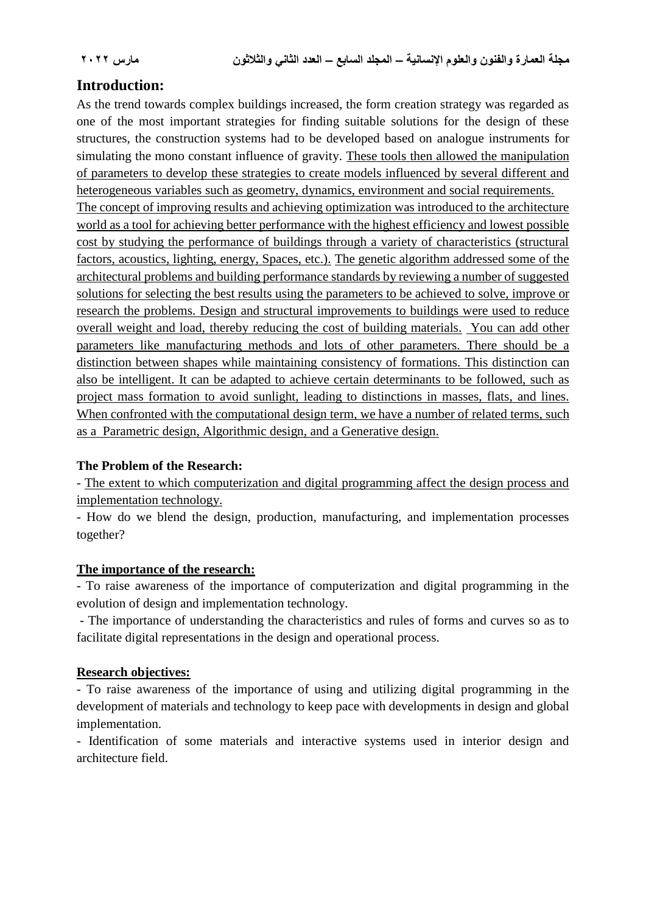## Introduction:

As the trend towards complex buildings increased, the form creation strategy was regarded as one of the most important strategies for finding suitable solutions for the design of these structures, the construction systems had to be developed based on analogue instruments for simulating the mono constant influence of gravity. These tools then allowed the manipulation of parameters to develop these strategies to create models influenced by several different and heterogeneous variables such as geometry, dynamics, environment and social requirements. The concept of improving results and achieving optimization was introduced to the architecture world as a tool for achieving better performance with the highest efficiency and lowest possible cost by studying the performance of buildings through a variety of characteristics (structural factors, acoustics, lighting, energy, Spaces, etc.). The genetic algorithm addressed some of the architectural problems and building performance standards by reviewing a number of suggested solutions for selecting the best results using the parameters to be achieved to solve, improve or research the problems. Design and structural improvements to buildings were used to reduce overall weight and load, thereby reducing the cost of building materials. You can add other parameters like manufacturing methods and lots of other parameters. There should be a distinction between shapes while maintaining consistency of formations. This distinction can also be intelligent. It can be adapted to achieve certain determinants to be followed, such as project mass formation to avoid sunlight, leading to distinctions in masses, flats, and lines. When confronted with the computational design term, we have a number of related terms, such as a Parametric design, Algorithmic design, and a Generative design.

**The Problem of the Research:**

- The extent to which computerization and digital programming affect the design process and implementation technology.
- How do we blend the design, production, manufacturing, and implementation processes together?

**The importance of the research:**

- To raise awareness of the importance of computerization and digital programming in the evolution of design and implementation technology.
- The importance of understanding the characteristics and rules of forms and curves so as to facilitate digital representations in the design and operational process.

**Research objectives:**

- To raise awareness of the importance of using and utilizing digital programming in the development of materials and technology to keep pace with developments in design and global implementation.
- Identification of some materials and interactive systems used in interior design and architecture field.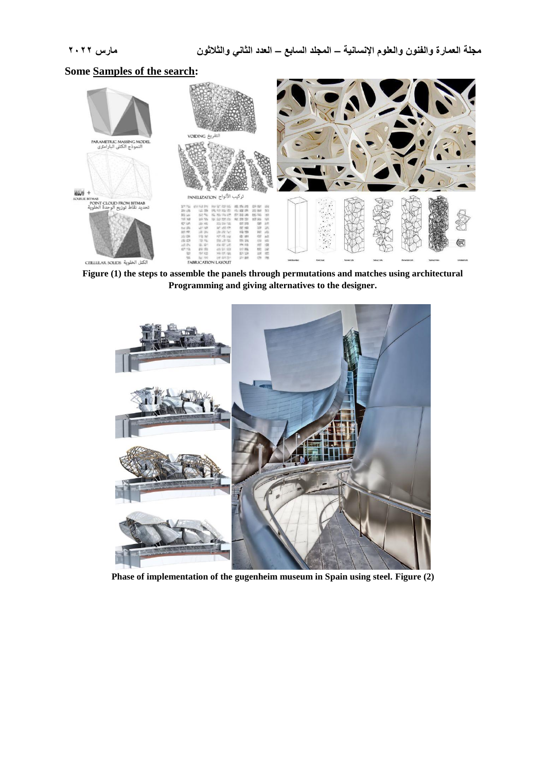Some **<u>Samples of the search</u>:**

**Figure (1) the steps to assemble the panels through permutations and matches using architectural Programming and giving alternatives to the designer.**

**Phase of implementation of the gugenheim museum in Spain using steel. Figure (2)**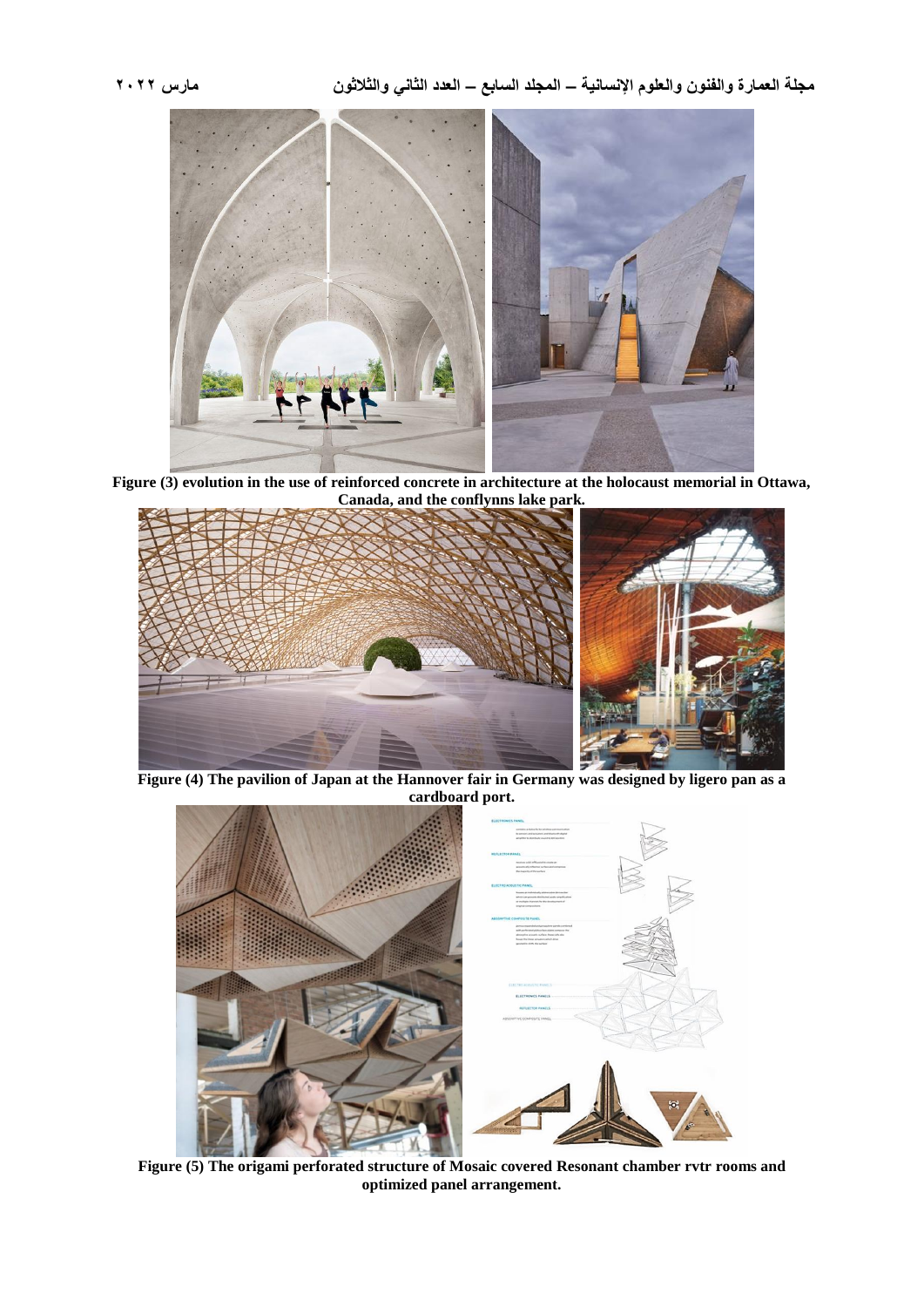Figure (3) evolution in the use of reinforced concrete in architecture at the holocaust memorial in Ottawa, Canada, and the conflynns lake park.

Figure (4) The pavilion of Japan at the Hannover fair in Germany was designed by ligero pan as a cardboard port.

Figure (5) The origami perforated structure of Mosaic covered Resonant chamber rvtr rooms and optimized panel arrangement.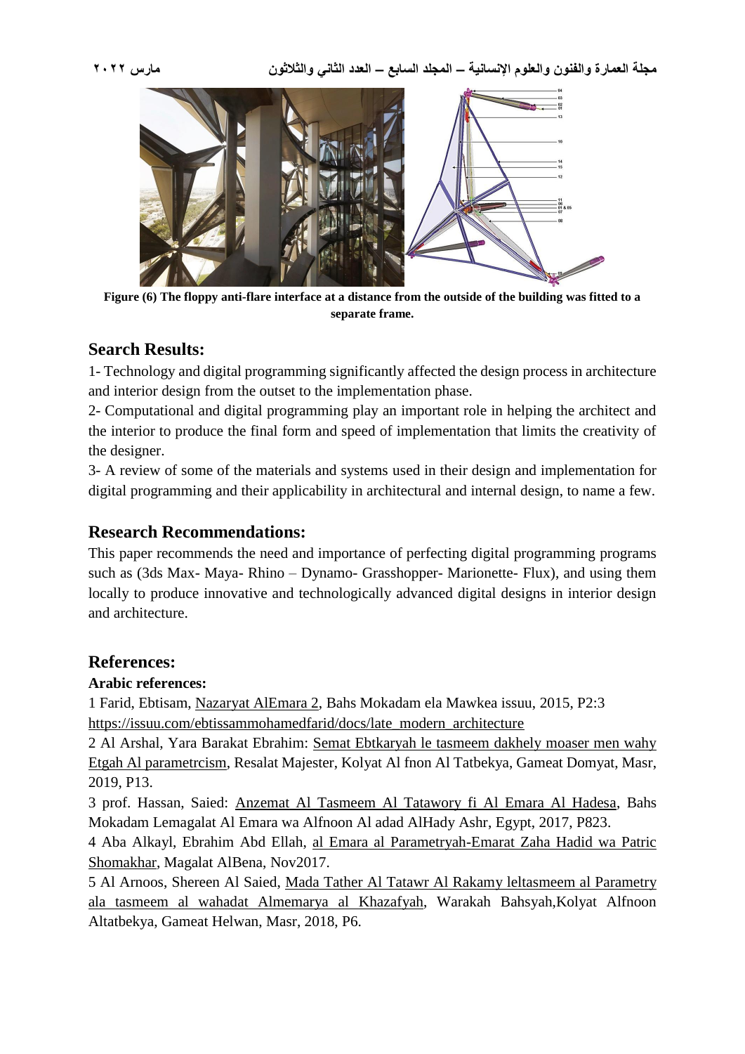Figure (6) The floppy anti-flare interface at a distance from the outside of the building was fitted to a separate frame.

## Search Results:

1- Technology and digital programming significantly affected the design process in architecture and interior design from the outset to the implementation phase.

2- Computational and digital programming play an important role in helping the architect and the interior to produce the final form and speed of implementation that limits the creativity of the designer.

3- A review of some of the materials and systems used in their design and implementation for digital programming and their applicability in architectural and internal design, to name a few.

## Research Recommendations:

This paper recommends the need and importance of perfecting digital programming programs such as (3ds Max- Maya- Rhino – Dynamo- Grasshopper- Marionette- Flux), and using them locally to produce innovative and technologically advanced digital designs in interior design and architecture.

## References:

**Arabic references:**

1 Farid, Ebtisam, Nazaryat AlEmara 2, Bahs Mokadam ela Mawkea issuu, 2015, P2:3 https://issuu.com/ebtissammohamedfarid/docs/late_modern_architecture

2 Al Arshal, Yara Barakat Ebrahim: Semat Ebtkaryah le tasmeem dakhely moaser men wahy Etgah Al parametrcism, Resalat Majester, Kolyat Al fnon Al Tatbekya, Gameat Domyat, Masr, 2019, P13.

3 prof. Hassan, Saied: Anzemat Al Tasmeem Al Tatawory fi Al Emara Al Hadesa, Bahs Mokadam Lemagalat Al Emara wa Alfnoon Al adad AlHady Ashr, Egypt, 2017, P823.

4 Aba Alkayl, Ebrahim Abd Ellah, al Emara al Parametryah-Emarat Zaha Hadid wa Patric Shomakhar, Magalat AlBena, Nov2017.

5 Al Arnoos, Shereen Al Saied, Mada Tather Al Tatawr Al Rakamy leltasmeem al Parametry ala tasmeem al wahadat Almemarya al Khazafyah, Warakah Bahsyah,Kolyat Alfnoon Altatbekya, Gameat Helwan, Masr, 2018, P6.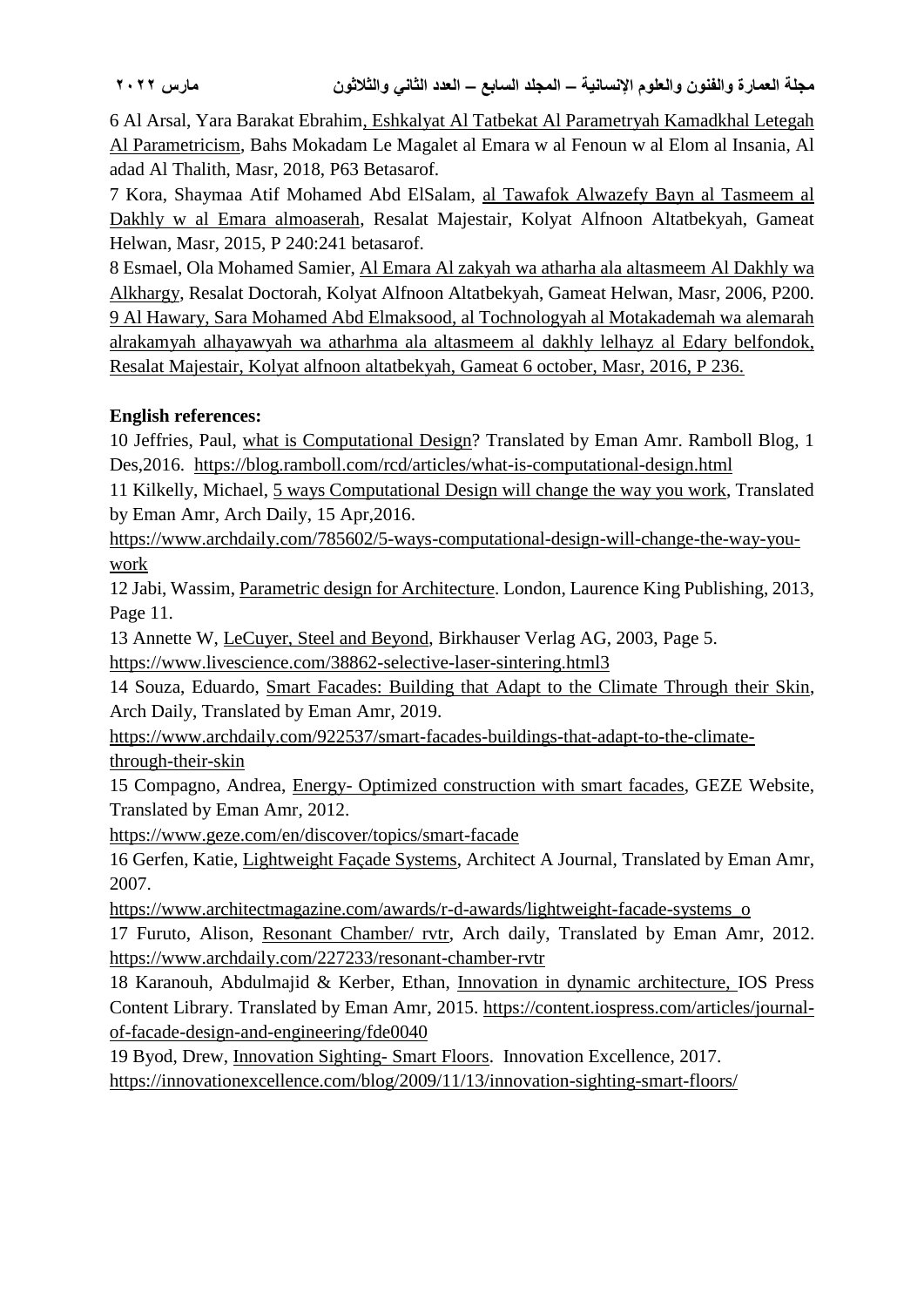6 Al Arsal, Yara Barakat Ebrahim, Eshkalyat Al Tatbekat Al Parametryah Kamadkhal Letegah Al Parametricism, Bahs Mokadam Le Magalet al Emara w al Fenoun w al Elom al Insania, Al adad Al Thalith, Masr, 2018, P63 Betasarof.

7 Kora, Shaymaa Atif Mohamed Abd ElSalam, al Tawafok Alwazefy Bayn al Tasmeem al Dakhly w al Emara almoaserah, Resalat Majestair, Kolyat Alfnoon Altatbekyah, Gameat Helwan, Masr, 2015, P 240:241 betasarof.

8 Esmael, Ola Mohamed Samier, Al Emara Al zakyah wa atharha ala altasmeem Al Dakhly wa Alkhargy, Resalat Doctorah, Kolyat Alfnoon Altatbekyah, Gameat Helwan, Masr, 2006, P200.

9 Al Hawary, Sara Mohamed Abd Elmaksood, al Tochnologyah al Motakademah wa alemarah alrakamyah alhayawyah wa atharhma ala altasmeem al dakhly lelhayz al Edary belfondok, Resalat Majestair, Kolyat alfnoon altatbekyah, Gameat 6 october, Masr, 2016, P 236.

**English references:**

10 Jeffries, Paul, what is Computational Design? Translated by Eman Amr. Ramboll Blog, 1 Des,2016. https://blog.ramboll.com/rcd/articles/what-is-computational-design.html

11 Kilkelly, Michael, 5 ways Computational Design will change the way you work, Translated by Eman Amr, Arch Daily, 15 Apr,2016. https://www.archdaily.com/785602/5-ways-computational-design-will-change-the-way-you-work

12 Jabi, Wassim, Parametric design for Architecture. London, Laurence King Publishing, 2013, Page 11.

13 Annette W, LeCuyer, Steel and Beyond, Birkhauser Verlag AG, 2003, Page 5. https://www.livescience.com/38862-selective-laser-sintering.html3

14 Souza, Eduardo, Smart Facades: Building that Adapt to the Climate Through their Skin, Arch Daily, Translated by Eman Amr, 2019. https://www.archdaily.com/922537/smart-facades-buildings-that-adapt-to-the-climate-through-their-skin

15 Compagno, Andrea, Energy- Optimized construction with smart facades, GEZE Website, Translated by Eman Amr, 2012. https://www.geze.com/en/discover/topics/smart-facade

16 Gerfen, Katie, Lightweight Façade Systems, Architect A Journal, Translated by Eman Amr, 2007. https://www.architectmagazine.com/awards/r-d-awards/lightweight-facade-systems_o

17 Furuto, Alison, Resonant Chamber/ rvtr, Arch daily, Translated by Eman Amr, 2012. https://www.archdaily.com/227233/resonant-chamber-rvtr

18 Karanouh, Abdulmajid & Kerber, Ethan, Innovation in dynamic architecture, IOS Press Content Library. Translated by Eman Amr, 2015. https://content.iospress.com/articles/journal-of-facade-design-and-engineering/fde0040

19 Byod, Drew, Innovation Sighting- Smart Floors. Innovation Excellence, 2017. https://innovationexcellence.com/blog/2009/11/13/innovation-sighting-smart-floors/